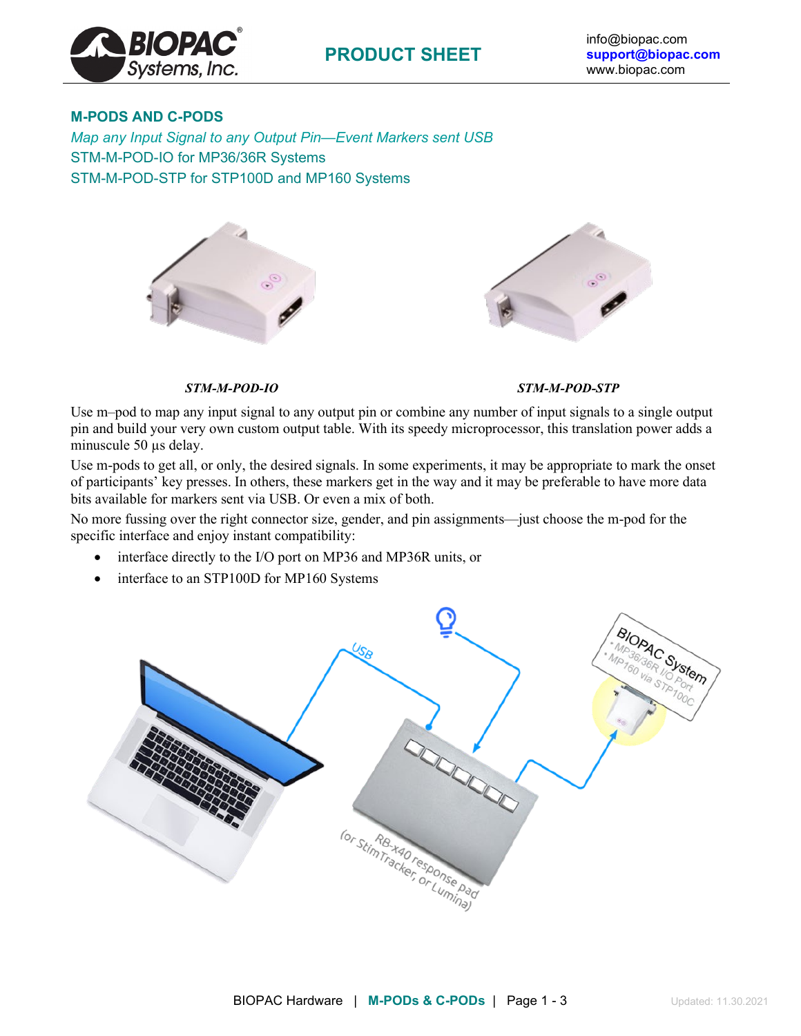## M-PODS AND C-PODS

*Map any Input Signal to any Output Pin—Event Markers sent USB*

STM-M-POD-IO for MP36/36R Systems

STM-M-POD-STP for STP100D and MP160 Systems

***STM-M-POD-IO*** ***STM-M-POD-STP***

Use m–pod to map any input signal to any output pin or combine any number of input signals to a single output pin and build your very own custom output table. With its speedy microprocessor, this translation power adds a minuscule 50 µs delay.

Use m-pods to get all, or only, the desired signals. In some experiments, it may be appropriate to mark the onset of participants' key presses. In others, these markers get in the way and it may be preferable to have more data bits available for markers sent via USB. Or even a mix of both.

No more fussing over the right connector size, gender, and pin assignments—just choose the m-pod for the specific interface and enjoy instant compatibility:

- interface directly to the I/O port on MP36 and MP36R units, or
- interface to an STP100D for MP160 Systems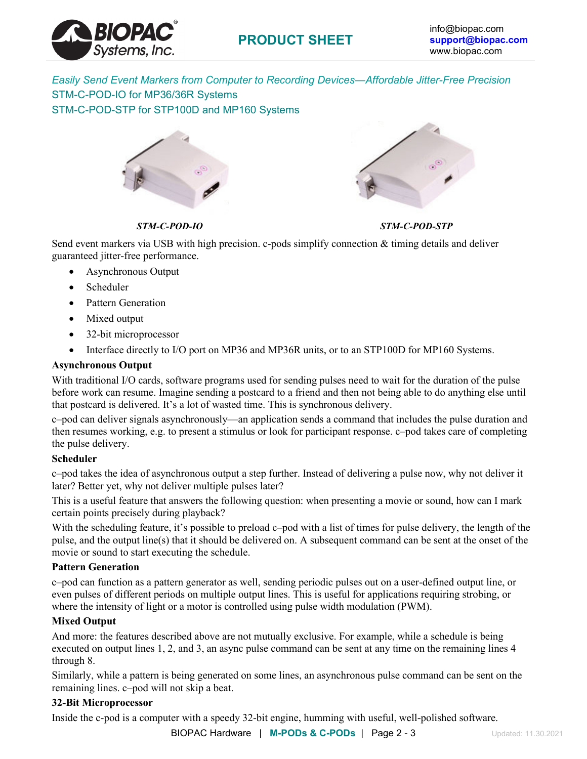*Easily Send Event Markers from Computer to Recording Devices—Affordable Jitter-Free Precision*

STM-C-POD-IO for MP36/36R Systems

STM-C-POD-STP for STP100D and MP160 Systems

***STM-C-POD-IO*** ***STM-C-POD-STP***

Send event markers via USB with high precision. c-pods simplify connection & timing details and deliver guaranteed jitter-free performance.

- Asynchronous Output
- Scheduler
- Pattern Generation
- Mixed output
- 32-bit microprocessor
- Interface directly to I/O port on MP36 and MP36R units, or to an STP100D for MP160 Systems.

**Asynchronous Output**

With traditional I/O cards, software programs used for sending pulses need to wait for the duration of the pulse before work can resume. Imagine sending a postcard to a friend and then not being able to do anything else until that postcard is delivered. It's a lot of wasted time. This is synchronous delivery.

c–pod can deliver signals asynchronously—an application sends a command that includes the pulse duration and then resumes working, e.g. to present a stimulus or look for participant response. c–pod takes care of completing the pulse delivery.

**Scheduler**

c–pod takes the idea of asynchronous output a step further. Instead of delivering a pulse now, why not deliver it later? Better yet, why not deliver multiple pulses later?

This is a useful feature that answers the following question: when presenting a movie or sound, how can I mark certain points precisely during playback?

With the scheduling feature, it's possible to preload c–pod with a list of times for pulse delivery, the length of the pulse, and the output line(s) that it should be delivered on. A subsequent command can be sent at the onset of the movie or sound to start executing the schedule.

**Pattern Generation**

c–pod can function as a pattern generator as well, sending periodic pulses out on a user-defined output line, or even pulses of different periods on multiple output lines. This is useful for applications requiring strobing, or where the intensity of light or a motor is controlled using pulse width modulation (PWM).

**Mixed Output**

And more: the features described above are not mutually exclusive. For example, while a schedule is being executed on output lines 1, 2, and 3, an async pulse command can be sent at any time on the remaining lines 4 through 8.

Similarly, while a pattern is being generated on some lines, an asynchronous pulse command can be sent on the remaining lines. c–pod will not skip a beat.

**32-Bit Microprocessor**

Inside the c-pod is a computer with a speedy 32-bit engine, humming with useful, well-polished software.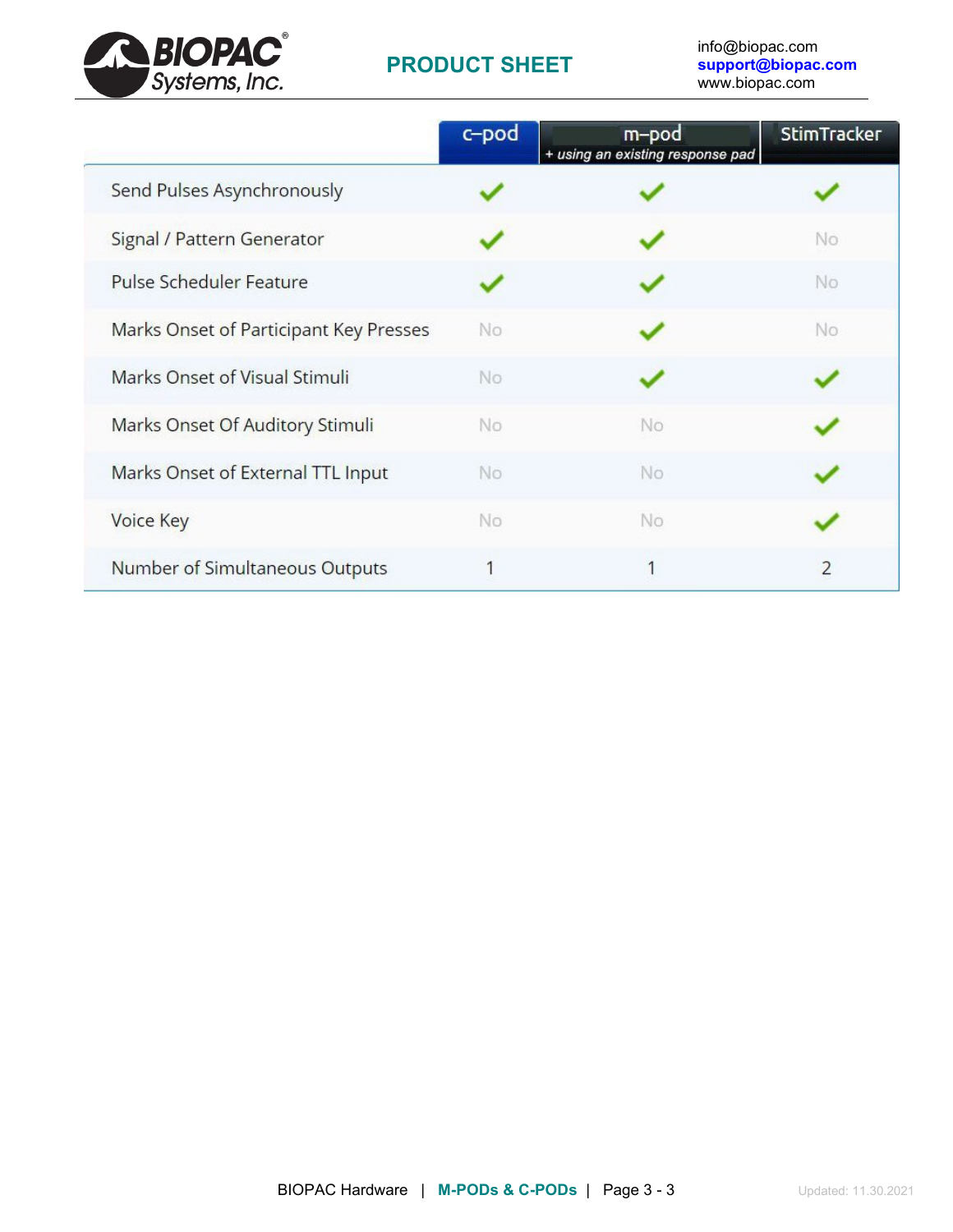| | c–pod | m–pod *+ using an existing response pad* | StimTracker |
|---|---|---|---|
| Send Pulses Asynchronously | ✓ | ✓ | ✓ |
| Signal / Pattern Generator | ✓ | ✓ | No |
| Pulse Scheduler Feature | ✓ | ✓ | No |
| Marks Onset of Participant Key Presses | No | ✓ | No |
| Marks Onset of Visual Stimuli | No | ✓ | ✓ |
| Marks Onset Of Auditory Stimuli | No | No | ✓ |
| Marks Onset of External TTL Input | No | No | ✓ |
| Voice Key | No | No | ✓ |
| Number of Simultaneous Outputs | 1 | 1 | 2 |